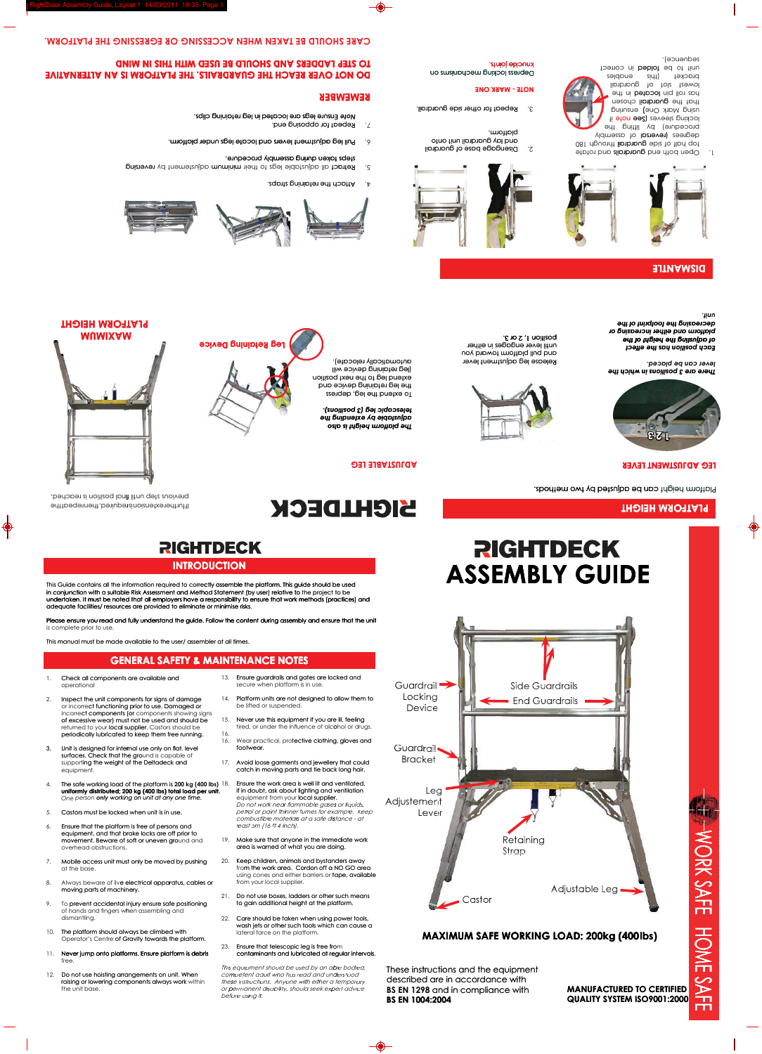# RIGHTDECK ASSEMBLY GUIDE

Guardrail Locking Device

Side Guardrails

End Guardrails

Guardrail Bracket

Leg Adjustement Lever

Retaining Strap

Adjustable Leg

Castor

**MAXIMUM SAFE WORKING LOAD: 200kg (400lbs)**

These instructions and the equipment described are in accordance with **BS EN 1298** and in compliance with **BS EN 1004:2004**

**MANUFACTURED TO CERTIFIED QUALITY SYSTEM ISO9001:2000**

WORK SAFE HOME SAFE

## RIGHTDECK

## INTRODUCTION

**This Guide contains all the information required to correctly assemble the platform. This guide should be used in conjunction with a suitable Risk Assessment and Method Statement (by user) relative to the project to be undertaken. It must be noted that all employers have a responsibility to ensure that work methods (practices) and adequate facilities/ resources are provided to eliminate or minimise risks.**

**Please ensure you read and fully understand the guide. Follow the content during assembly and ensure that the unit** is complete prior to use.

This manual must be made available to the user/ assembler at all times.

## GENERAL SAFETY & MAINTENANCE NOTES

1. Check all components are available and operational
2. Inspect the unit components for signs of damage or incorrect functioning prior to use. Damaged or incorrect components (or components showing signs of excessive wear) must not be used and should be returned to your local supplier. Castors should be periodically lubricated to keep them free running.
3. Unit is designed for internal use only on flat, level surfaces. Check that the ground is capable of supporting the weight of the Deltadeck and equipment.
4. The safe working load of the platform is 200 kg (400 lbs) uniformly distributed; 200 kg (400 lbs) total load per unit. *One person only working on unit at any one time.*
5. Castors must be locked when unit is in use.
6. Ensure that the platform is free of persons and equipment, and that brake locks are off prior to movement. Beware of soft or uneven ground and overhead obstructions.
7. Mobile access unit must only be moved by pushing at the base.
8. Always beware of live electrical apparatus, cables or moving parts of machinery.
9. To prevent accidental injury ensure safe positioning of hands and fingers when assembling and dismantling.
10. The platform should always be climbed with Operator's Centre of Gravity towards the platform.
11. Never jump onto platforms. Ensure platform is debris free.
12. Do not use hoisting arrangements on unit. When raising or lowering components always work within the unit base.
13. Ensure guardrails and gates are locked and secure when platform is in use.
14. Platform units are not designed to allow them to be lifted or suspended.
15. Never use this equipment if you are ill, feeling tired, or under the influence of alcohol or drugs.
16. Wear practical, protective clothing, gloves and footwear.
17. Avoid loose garments and jewellery that could catch in moving parts and tie back long hair.
18. Ensure the work area is well lit and ventilated, if in doubt, ask about lighting and ventilation equipment from your local supplier. *Do not work near flammable gases or liquids, petrol or paint thinner fumes for example. Keep combustible materials at a safe distance - at least 3m (16 ft 4 inch).*
19. Make sure that anyone in the immediate work area is warned of what you are doing.
20. Keep children, animals and bystanders away from the work area. Cordon off a NO GO area using cones and either barriers or tape, available from your local supplier.
21. Do not use boxes, ladders or other such means to gain additional height at the platform.
22. Care should be taken when using power tools, wash jets or other such tools which can cause a lateral force on the platform.
23. Ensure that telescopic leg is free from contaminants and lubricated at regular intervals.

*This equipment should be used by an able bodied, competent adult who has read and understood these instructions. Anyone with either a temporary or permanent disability, should seek expert advice before using it.*

## RIGHTDECK

## PLATFORM HEIGHT

Platform height can be adjusted by two methods.

### LEG ADJUSTMENT LEVER

*There are 3 positions in which the lever can be placed.*

*Each position has the effect of adjusting the height of the platform and either increasing or decreasing the footprint of the unit.*

Release leg adjustment lever and pull platform toward you until lever engages in either position 1, 2 or 3.

### ADJUSTABLE LEG

*The platform height is also adjustable by extending the telescopic leg (3 positions).*

To extend the leg, depress the leg retaining device and pull and extend leg to the next position (leg retaining device will automatically relocate).

Leg Retaining Device

If further extension is required, then repeat the previous steps until final position is reached.

### MAXIMUM PLATFORM HEIGHT

## DISMANTLE

1. Open both end guardrails and rotate top half of side guardrail through 180 degrees (reversal of assembly procedure) by lifting the locking sleeves (see **note** if using Mark One) ensuring that the guardrail chosen has roll pin located in the lowest of slots of guardrail bracket (this enables unit to be folded in correct sequence).
2. Disengage base of guardrail and lay guardrail unit onto platform.
3. Repeat for other side guardrail.

**NOTE - MARK ONE**

Depress locking mechanisms on knuckle joints.

4. Attach the retaining straps.
5. Retract all adjustable legs to their minimum adjustment by reversing steps taken during assembly procedure.
6. Pull leg adjustment levers and locate legs under platform.
7. Repeat for opposing end.

*Note* Ensure legs are located in leg retaining clips.

## REMEMBER

**DO NOT OVER REACH THE GUARDRAILS. THE PLATFORM IS AN ALTERNATIVE TO STEP LADDERS AND SHOULD BE USED WITH THIS IN MIND**

**CARE SHOULD BE TAKEN WHEN ACCESSING OR EGRESSING THE PLATFORM.**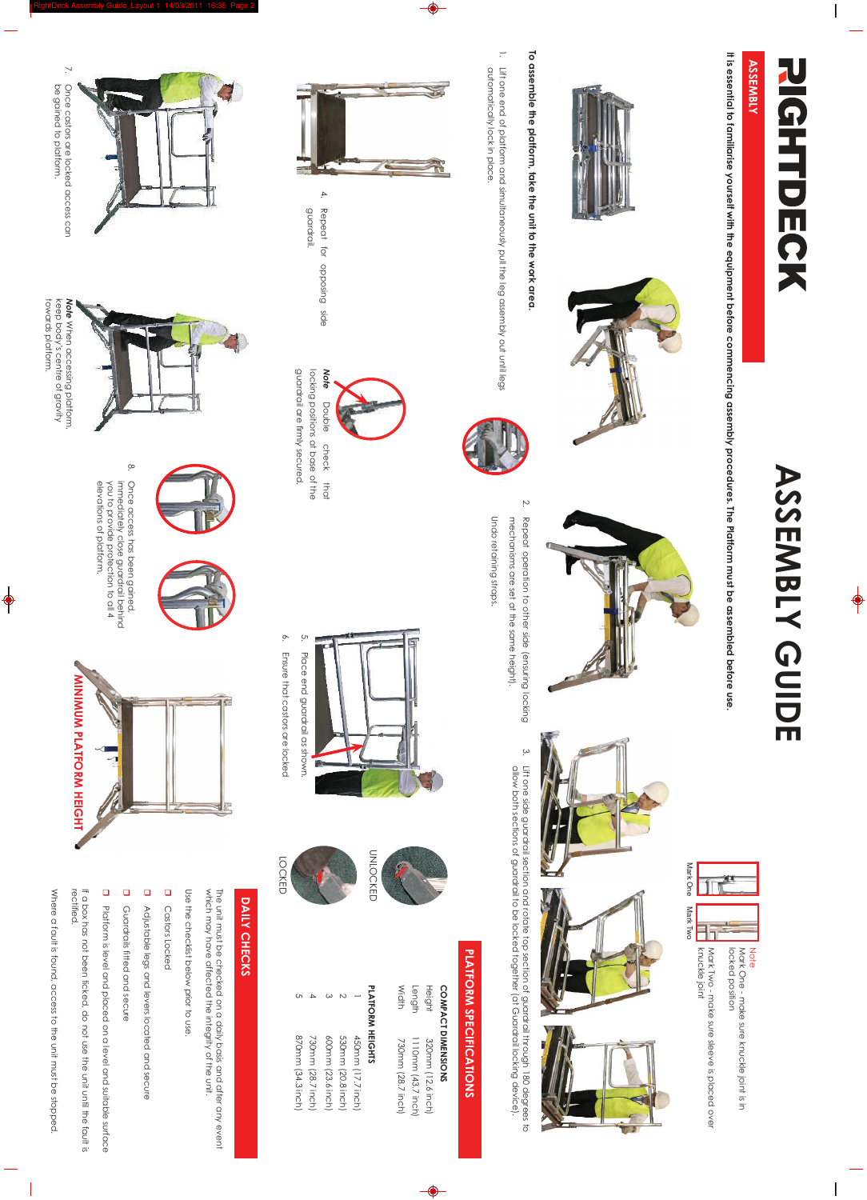# RIGHTDECK

## ASSEMBLY

# ASSEMBLY GUIDE

**It is essential to familiarise yourself with the equipment before commencing assembly procedures. The Platform must be assembled before use.**

**To assemble the platform, take the unit to the work area.**

1. Lift one end of platform and simultaneously pull the leg assembly out until legs automatically lock in place.

2. Repeat operation to other side (ensuring locking mechanisms are set at the same height). Undo retaining straps.

3. Lift one side guardrail section and rotate top section of guardrail through 180 degrees to allow both sections of guardrail to be locked together (at Guardrail locking device).

Mark One

Mark Two

**Note**
Mark One - make sure knuckle joint is in locked position
Mark Two - make sure sleeve is placed over knuckle joint

UNLOCKED

LOCKED

4. Repeat for opposing side guardrail.

**Note** Double check that locking positions at base of the guardrail are firmly secured.

5. Place end guardrail as shown.

6. Ensure that castors are locked

7. Once castors are locked access can be gained to platform.

**Note** When accessing platform, keep body's centre of gravity towards platform.

8. Once access has been gained, immediately close guardrail behind you to provide protection to all 4 elevations of platform.

MINIMUM PLATFORM HEIGHT

## PLATFORM SPECIFICATIONS

**COMPACT DIMENSIONS**

| | |
|---|---|
| Height | 320mm (12.6 inch) |
| Length | 1110mm (43.7 inch) |
| Width | 730mm (28.7 inch) |

**PLATFORM HEIGHTS**

| | |
|---|---|
| 1 | 450mm (17.7 inch) |
| 2 | 530mm (20.8 inch) |
| 3 | 600mm (23.6 inch) |
| 4 | 730mm (28.7 inch) |
| 5 | 870mm (34.3 inch) |

## DAILY CHECKS

The unit must be checked on a daily basis and after any event which may have affected the integrity of the unit.

Use the checklist below prior to use.

- ❑ Castors Locked
- ❑ Adjustable legs and levers located and secure
- ❑ Guardrails fitted and secure
- ❑ Platform is level and placed on a level and suitable surface

If a box has not been ticked, do not use the unit until the fault is rectified.

Where a fault is found, access to the unit must be stopped.